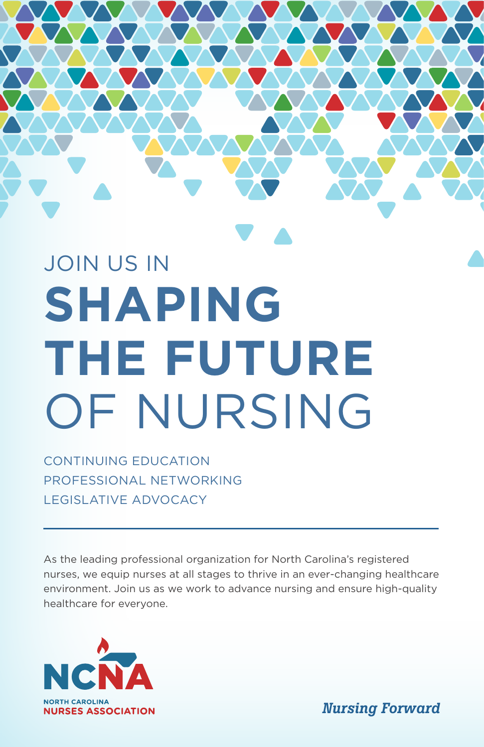# JOIN US IN **SHAPING THE FUTURE** OF NURSING

CONTINUING EDUCATION
PROFESSIONAL NETWORKING
LEGISLATIVE ADVOCACY

---

As the leading professional organization for North Carolina's registered nurses, we equip nurses at all stages to thrive in an ever-changing healthcare environment. Join us as we work to advance nursing and ensure high-quality healthcare for everyone.

NCNA
NORTH CAROLINA
NURSES ASSOCIATION

*Nursing Forward*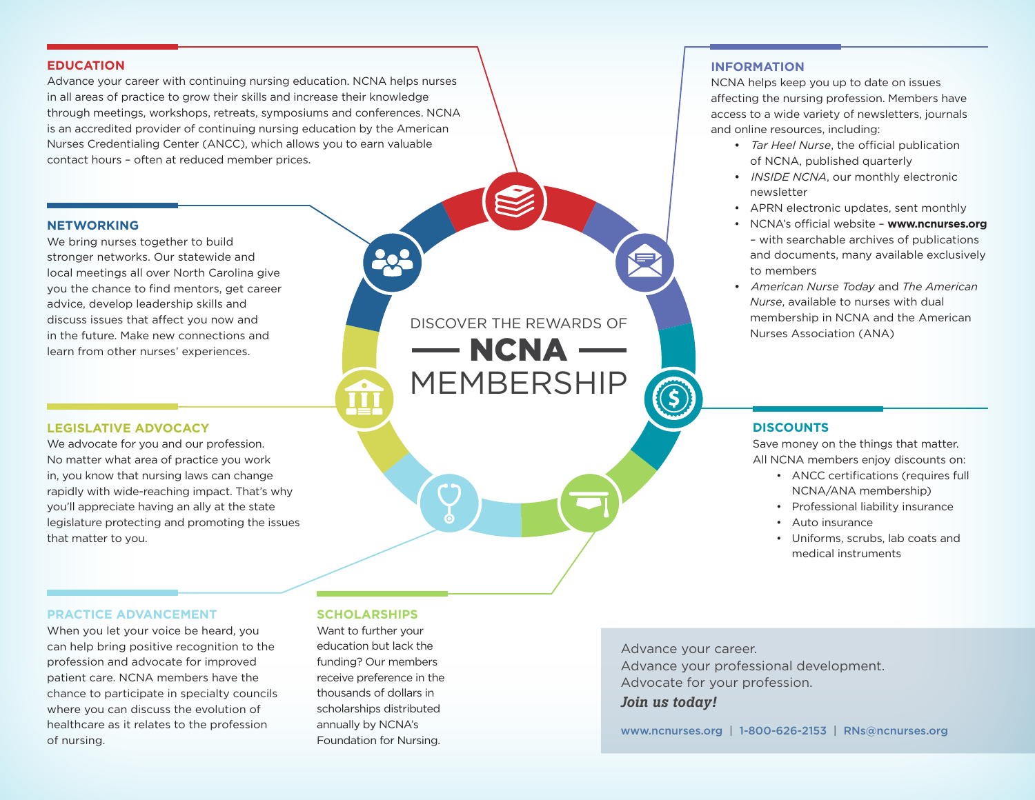## EDUCATION

Advance your career with continuing nursing education. NCNA helps nurses in all areas of practice to grow their skills and increase their knowledge through meetings, workshops, retreats, symposiums and conferences. NCNA is an accredited provider of continuing nursing education by the American Nurses Credentialing Center (ANCC), which allows you to earn valuable contact hours – often at reduced member prices.

## INFORMATION

NCNA helps keep you up to date on issues affecting the nursing profession. Members have access to a wide variety of newsletters, journals and online resources, including:

- *Tar Heel Nurse*, the official publication of NCNA, published quarterly
- *INSIDE NCNA*, our monthly electronic newsletter
- APRN electronic updates, sent monthly
- NCNA's official website – **www.ncnurses.org** – with searchable archives of publications and documents, many available exclusively to members
- *American Nurse Today* and *The American Nurse*, available to nurses with dual membership in NCNA and the American Nurses Association (ANA)

## NETWORKING

We bring nurses together to build stronger networks. Our statewide and local meetings all over North Carolina give you the chance to find mentors, get career advice, develop leadership skills and discuss issues that affect you now and in the future. Make new connections and learn from other nurses' experiences.

# DISCOVER THE REWARDS OF NCNA MEMBERSHIP

## LEGISLATIVE ADVOCACY

We advocate for you and our profession. No matter what area of practice you work in, you know that nursing laws can change rapidly with wide-reaching impact. That's why you'll appreciate having an ally at the state legislature protecting and promoting the issues that matter to you.

## DISCOUNTS

Save money on the things that matter. All NCNA members enjoy discounts on:

- ANCC certifications (requires full NCNA/ANA membership)
- Professional liability insurance
- Auto insurance
- Uniforms, scrubs, lab coats and medical instruments

## PRACTICE ADVANCEMENT

When you let your voice be heard, you can help bring positive recognition to the profession and advocate for improved patient care. NCNA members have the chance to participate in specialty councils where you can discuss the evolution of healthcare as it relates to the profession of nursing.

## SCHOLARSHIPS

Want to further your education but lack the funding? Our members receive preference in the thousands of dollars in scholarships distributed annually by NCNA's Foundation for Nursing.

Advance your career.
Advance your professional development.
Advocate for your profession.
***Join us today!***

www.ncnurses.org | 1-800-626-2153 | RNs@ncnurses.org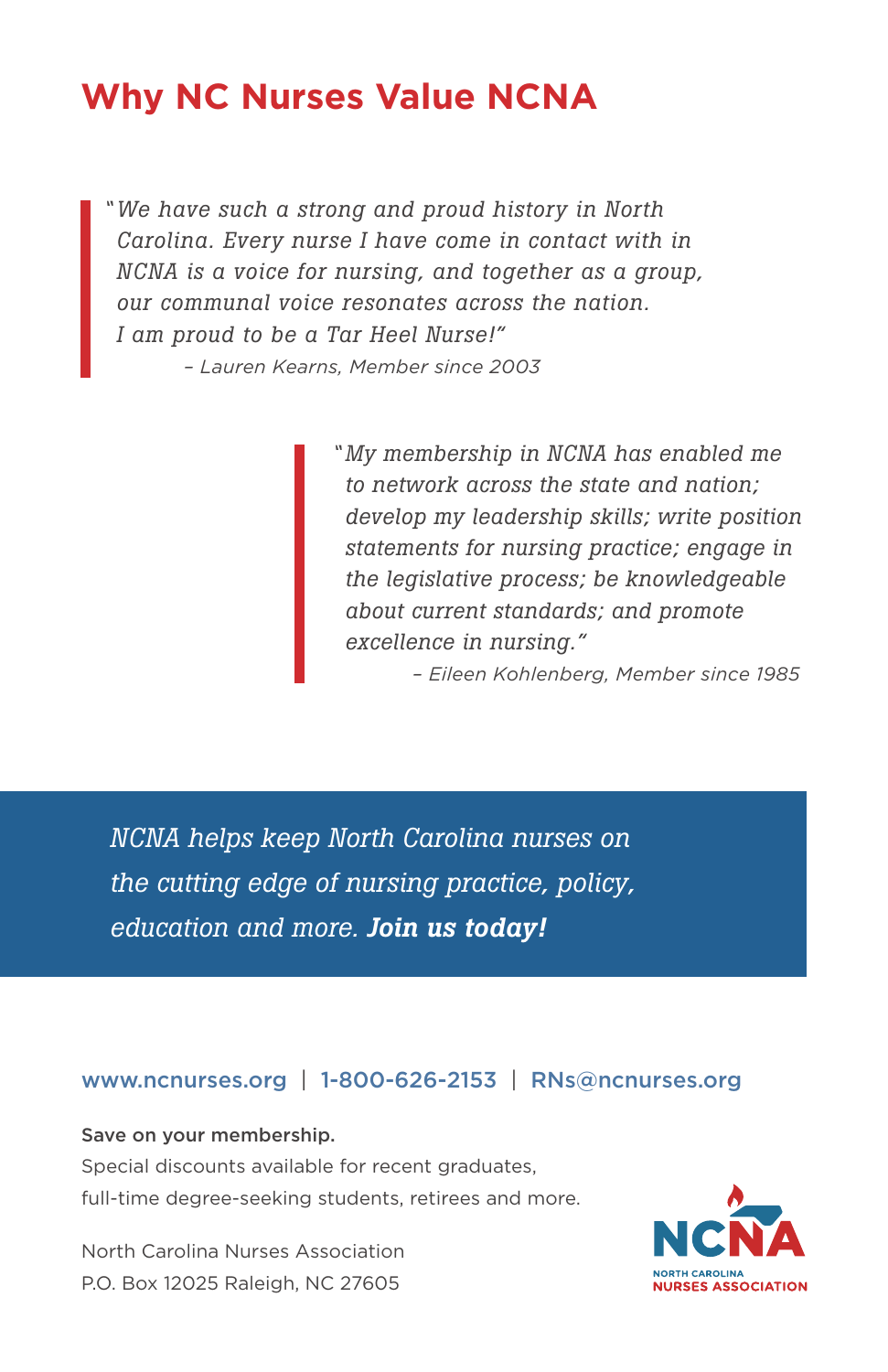# Why NC Nurses Value NCNA

> "*We have such a strong and proud history in North Carolina. Every nurse I have come in contact with in NCNA is a voice for nursing, and together as a group, our communal voice resonates across the nation. I am proud to be a Tar Heel Nurse!*"
>
> *– Lauren Kearns, Member since 2003*

> "*My membership in NCNA has enabled me to network across the state and nation; develop my leadership skills; write position statements for nursing practice; engage in the legislative process; be knowledgeable about current standards; and promote excellence in nursing.*"
>
> *– Eileen Kohlenberg, Member since 1985*

*NCNA helps keep North Carolina nurses on the cutting edge of nursing practice, policy, education and more.* ***Join us today!***

www.ncnurses.org | 1-800-626-2153 | RNs@ncnurses.org

**Save on your membership.**
Special discounts available for recent graduates, full-time degree-seeking students, retirees and more.

North Carolina Nurses Association
P.O. Box 12025 Raleigh, NC 27605

NCNA
NORTH CAROLINA
NURSES ASSOCIATION